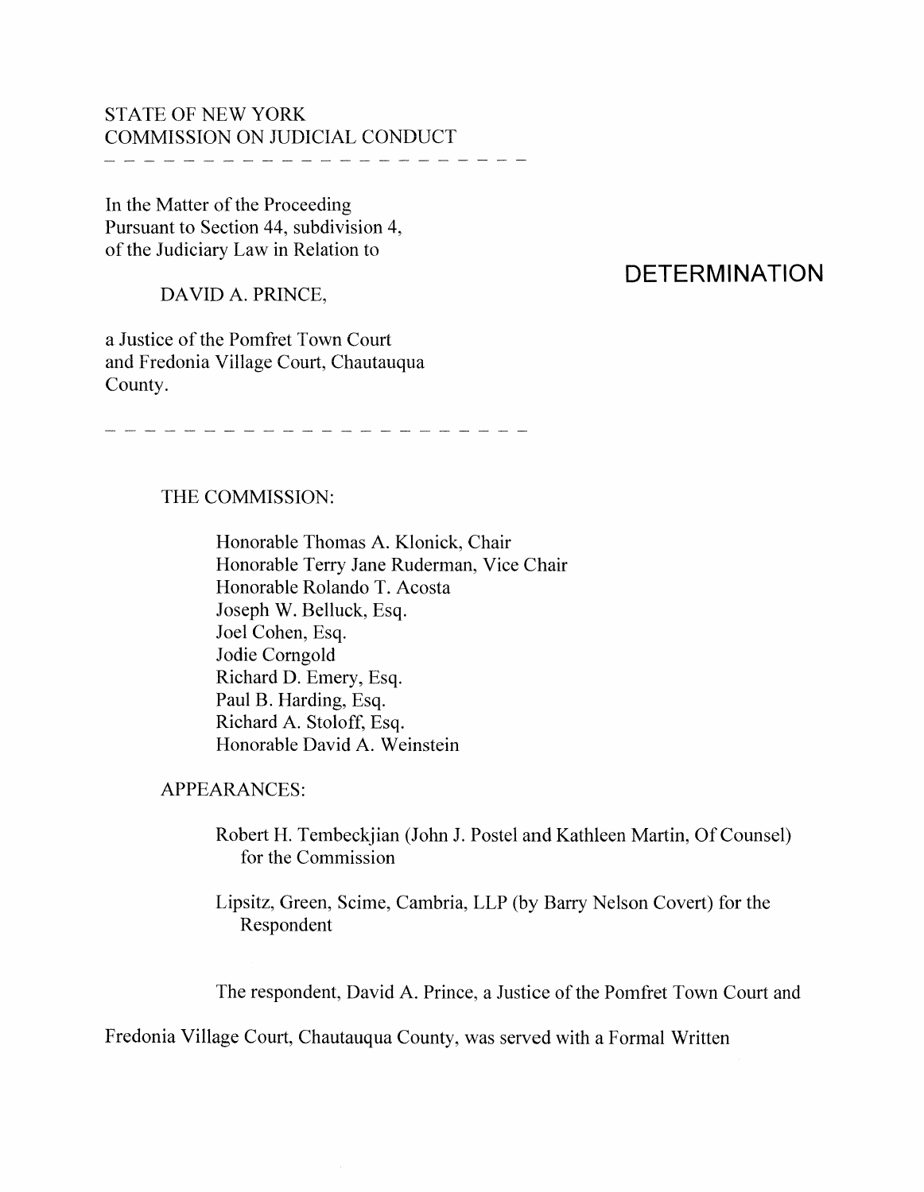STATE OF NEW YORK
COMMISSION ON JUDICIAL CONDUCT

---

In the Matter of the Proceeding
Pursuant to Section 44, subdivision 4,
of the Judiciary Law in Relation to

DAVID A. PRINCE,

a Justice of the Pomfret Town Court
and Fredonia Village Court, Chautauqua
County.

---

# DETERMINATION

THE COMMISSION:

Honorable Thomas A. Klonick, Chair
Honorable Terry Jane Ruderman, Vice Chair
Honorable Rolando T. Acosta
Joseph W. Belluck, Esq.
Joel Cohen, Esq.
Jodie Corngold
Richard D. Emery, Esq.
Paul B. Harding, Esq.
Richard A. Stoloff, Esq.
Honorable David A. Weinstein

APPEARANCES:

Robert H. Tembeckjian (John J. Postel and Kathleen Martin, Of Counsel) for the Commission

Lipsitz, Green, Scime, Cambria, LLP (by Barry Nelson Covert) for the Respondent

The respondent, David A. Prince, a Justice of the Pomfret Town Court and Fredonia Village Court, Chautauqua County, was served with a Formal Written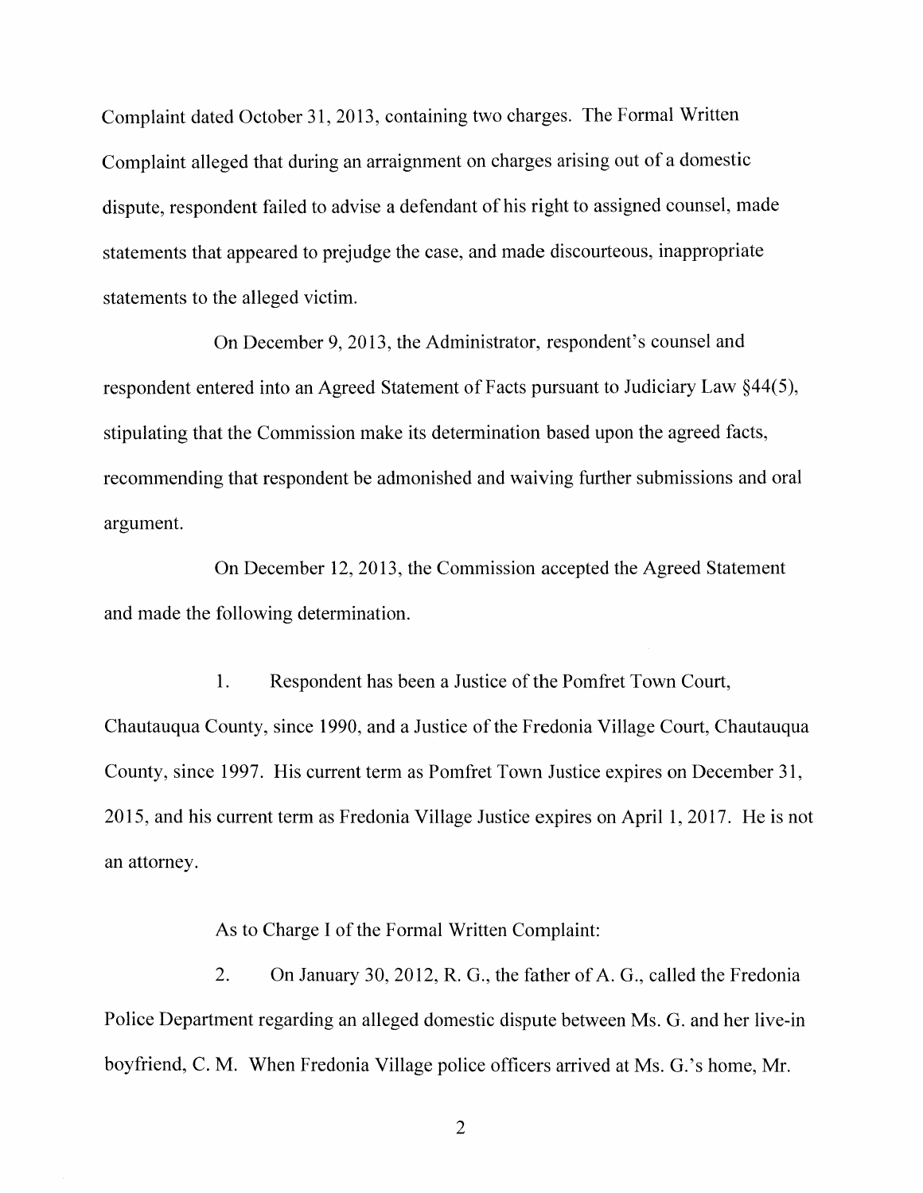Complaint dated October 31, 2013, containing two charges. The Formal Written Complaint alleged that during an arraignment on charges arising out of a domestic dispute, respondent failed to advise a defendant of his right to assigned counsel, made statements that appeared to prejudge the case, and made discourteous, inappropriate statements to the alleged victim.

On December 9, 2013, the Administrator, respondent's counsel and respondent entered into an Agreed Statement of Facts pursuant to Judiciary Law §44(5), stipulating that the Commission make its determination based upon the agreed facts, recommending that respondent be admonished and waiving further submissions and oral argument.

On December 12, 2013, the Commission accepted the Agreed Statement and made the following determination.

1. Respondent has been a Justice of the Pomfret Town Court, Chautauqua County, since 1990, and a Justice of the Fredonia Village Court, Chautauqua County, since 1997. His current term as Pomfret Town Justice expires on December 31, 2015, and his current term as Fredonia Village Justice expires on April 1, 2017. He is not an attorney.

As to Charge I of the Formal Written Complaint:

2. On January 30, 2012, R. G., the father of A. G., called the Fredonia Police Department regarding an alleged domestic dispute between Ms. G. and her live-in boyfriend, C. M. When Fredonia Village police officers arrived at Ms. G.'s home, Mr.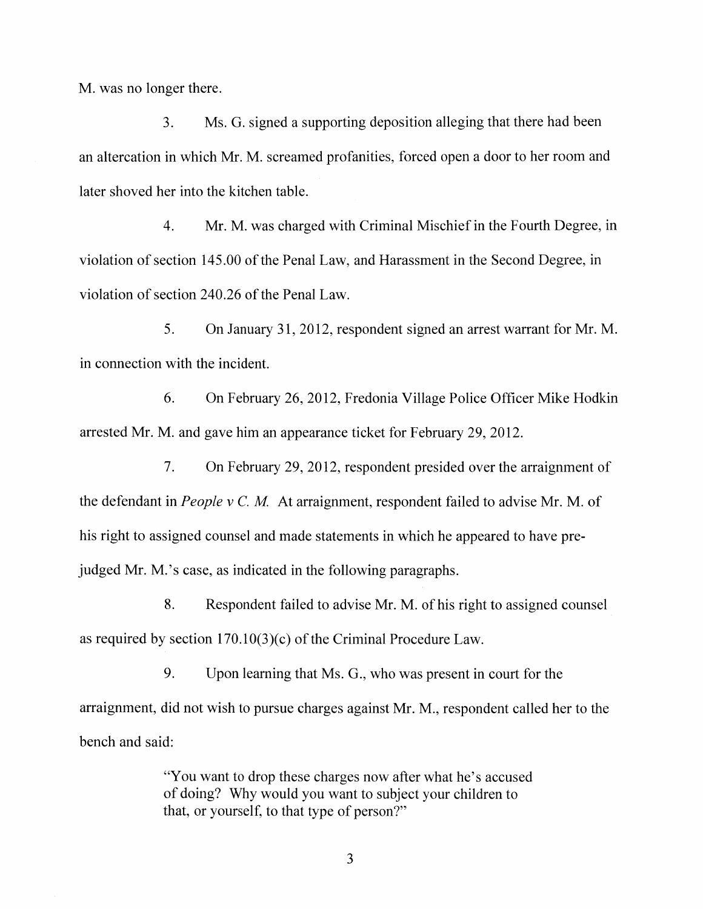M. was no longer there.

3. Ms. G. signed a supporting deposition alleging that there had been an altercation in which Mr. M. screamed profanities, forced open a door to her room and later shoved her into the kitchen table.

4. Mr. M. was charged with Criminal Mischief in the Fourth Degree, in violation of section 145.00 of the Penal Law, and Harassment in the Second Degree, in violation of section 240.26 of the Penal Law.

5. On January 31, 2012, respondent signed an arrest warrant for Mr. M. in connection with the incident.

6. On February 26, 2012, Fredonia Village Police Officer Mike Hodkin arrested Mr. M. and gave him an appearance ticket for February 29, 2012.

7. On February 29, 2012, respondent presided over the arraignment of the defendant in *People v C. M.* At arraignment, respondent failed to advise Mr. M. of his right to assigned counsel and made statements in which he appeared to have pre-judged Mr. M.'s case, as indicated in the following paragraphs.

8. Respondent failed to advise Mr. M. of his right to assigned counsel as required by section 170.10(3)(c) of the Criminal Procedure Law.

9. Upon learning that Ms. G., who was present in court for the arraignment, did not wish to pursue charges against Mr. M., respondent called her to the bench and said:

> "You want to drop these charges now after what he's accused of doing? Why would you want to subject your children to that, or yourself, to that type of person?"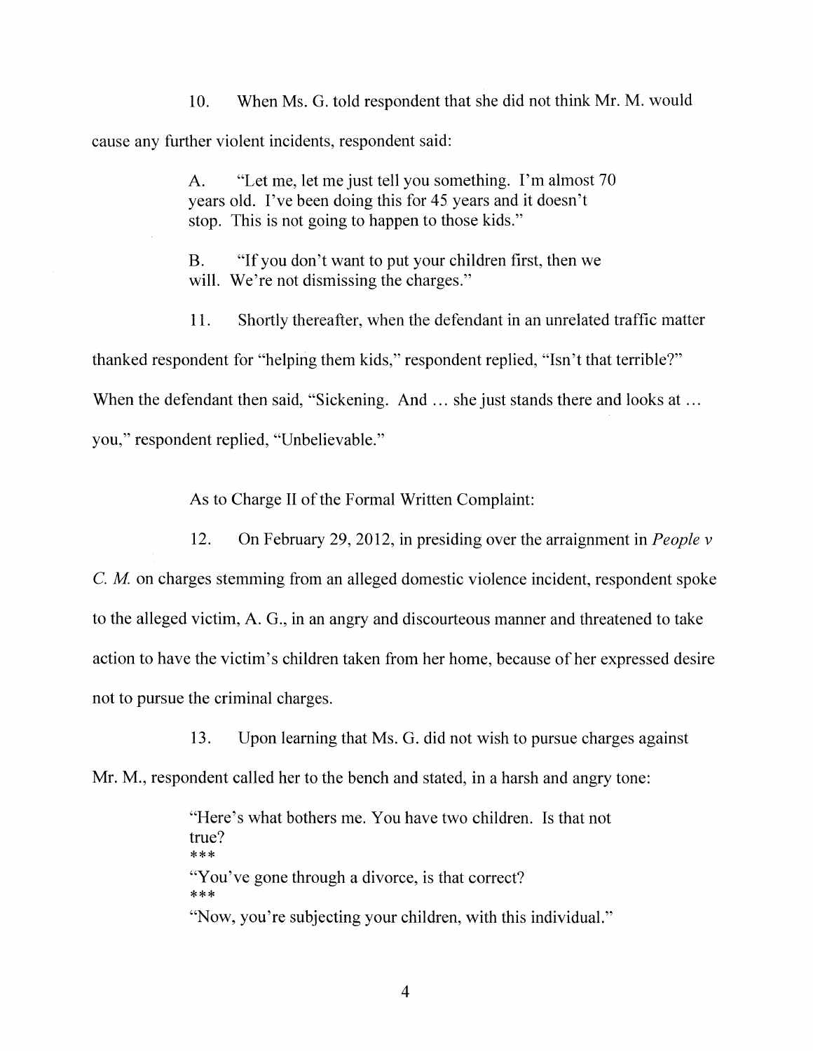10. When Ms. G. told respondent that she did not think Mr. M. would cause any further violent incidents, respondent said:

> A. "Let me, let me just tell you something. I'm almost 70 years old. I've been doing this for 45 years and it doesn't stop. This is not going to happen to those kids."
>
> B. "If you don't want to put your children first, then we will. We're not dismissing the charges."

11. Shortly thereafter, when the defendant in an unrelated traffic matter thanked respondent for "helping them kids," respondent replied, "Isn't that terrible?" When the defendant then said, "Sickening. And ... she just stands there and looks at ... you," respondent replied, "Unbelievable."

As to Charge II of the Formal Written Complaint:

12. On February 29, 2012, in presiding over the arraignment in *People v C. M.* on charges stemming from an alleged domestic violence incident, respondent spoke to the alleged victim, A. G., in an angry and discourteous manner and threatened to take action to have the victim's children taken from her home, because of her expressed desire not to pursue the criminal charges.

13. Upon learning that Ms. G. did not wish to pursue charges against Mr. M., respondent called her to the bench and stated, in a harsh and angry tone:

> "Here's what bothers me. You have two children. Is that not true?
> ***
> "You've gone through a divorce, is that correct?
> ***
> "Now, you're subjecting your children, with this individual."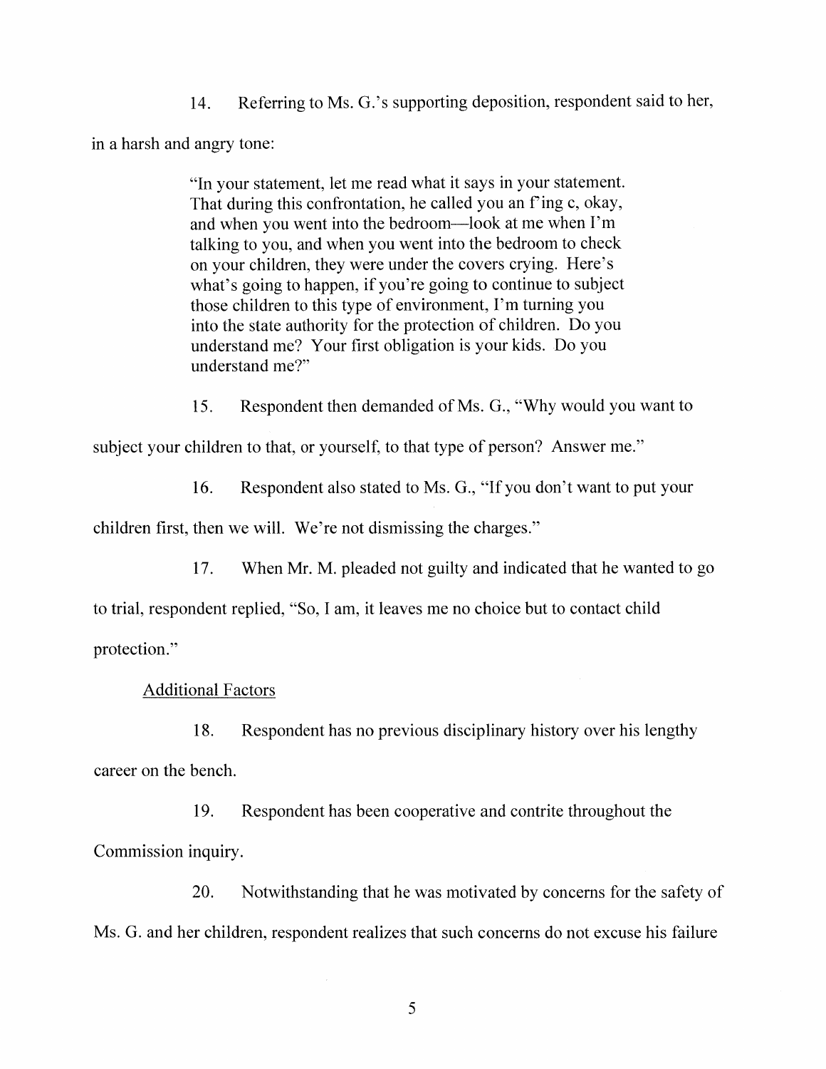14. Referring to Ms. G.'s supporting deposition, respondent said to her, in a harsh and angry tone:

> "In your statement, let me read what it says in your statement. That during this confrontation, he called you an f'ing c, okay, and when you went into the bedroom—look at me when I'm talking to you, and when you went into the bedroom to check on your children, they were under the covers crying. Here's what's going to happen, if you're going to continue to subject those children to this type of environment, I'm turning you into the state authority for the protection of children. Do you understand me? Your first obligation is your kids. Do you understand me?"

15. Respondent then demanded of Ms. G., "Why would you want to subject your children to that, or yourself, to that type of person? Answer me."

16. Respondent also stated to Ms. G., "If you don't want to put your children first, then we will. We're not dismissing the charges."

17. When Mr. M. pleaded not guilty and indicated that he wanted to go to trial, respondent replied, "So, I am, it leaves me no choice but to contact child protection."

Additional Factors

18. Respondent has no previous disciplinary history over his lengthy career on the bench.

19. Respondent has been cooperative and contrite throughout the Commission inquiry.

20. Notwithstanding that he was motivated by concerns for the safety of Ms. G. and her children, respondent realizes that such concerns do not excuse his failure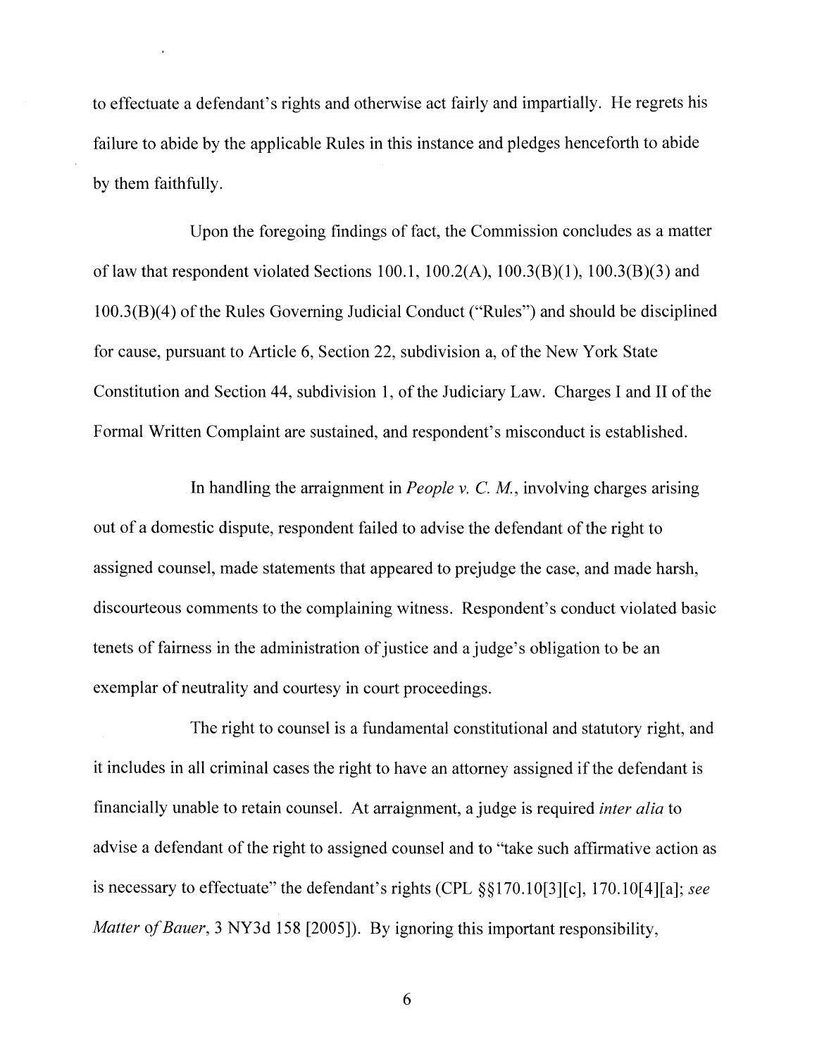to effectuate a defendant's rights and otherwise act fairly and impartially. He regrets his failure to abide by the applicable Rules in this instance and pledges henceforth to abide by them faithfully.

Upon the foregoing findings of fact, the Commission concludes as a matter of law that respondent violated Sections 100.1, 100.2(A), 100.3(B)(1), 100.3(B)(3) and 100.3(B)(4) of the Rules Governing Judicial Conduct ("Rules") and should be disciplined for cause, pursuant to Article 6, Section 22, subdivision a, of the New York State Constitution and Section 44, subdivision 1, of the Judiciary Law. Charges I and II of the Formal Written Complaint are sustained, and respondent's misconduct is established.

In handling the arraignment in *People v. C. M.*, involving charges arising out of a domestic dispute, respondent failed to advise the defendant of the right to assigned counsel, made statements that appeared to prejudge the case, and made harsh, discourteous comments to the complaining witness. Respondent's conduct violated basic tenets of fairness in the administration of justice and a judge's obligation to be an exemplar of neutrality and courtesy in court proceedings.

The right to counsel is a fundamental constitutional and statutory right, and it includes in all criminal cases the right to have an attorney assigned if the defendant is financially unable to retain counsel. At arraignment, a judge is required *inter alia* to advise a defendant of the right to assigned counsel and to "take such affirmative action as is necessary to effectuate" the defendant's rights (CPL §§170.10[3][c], 170.10[4][a]; *see Matter of Bauer*, 3 NY3d 158 [2005]). By ignoring this important responsibility,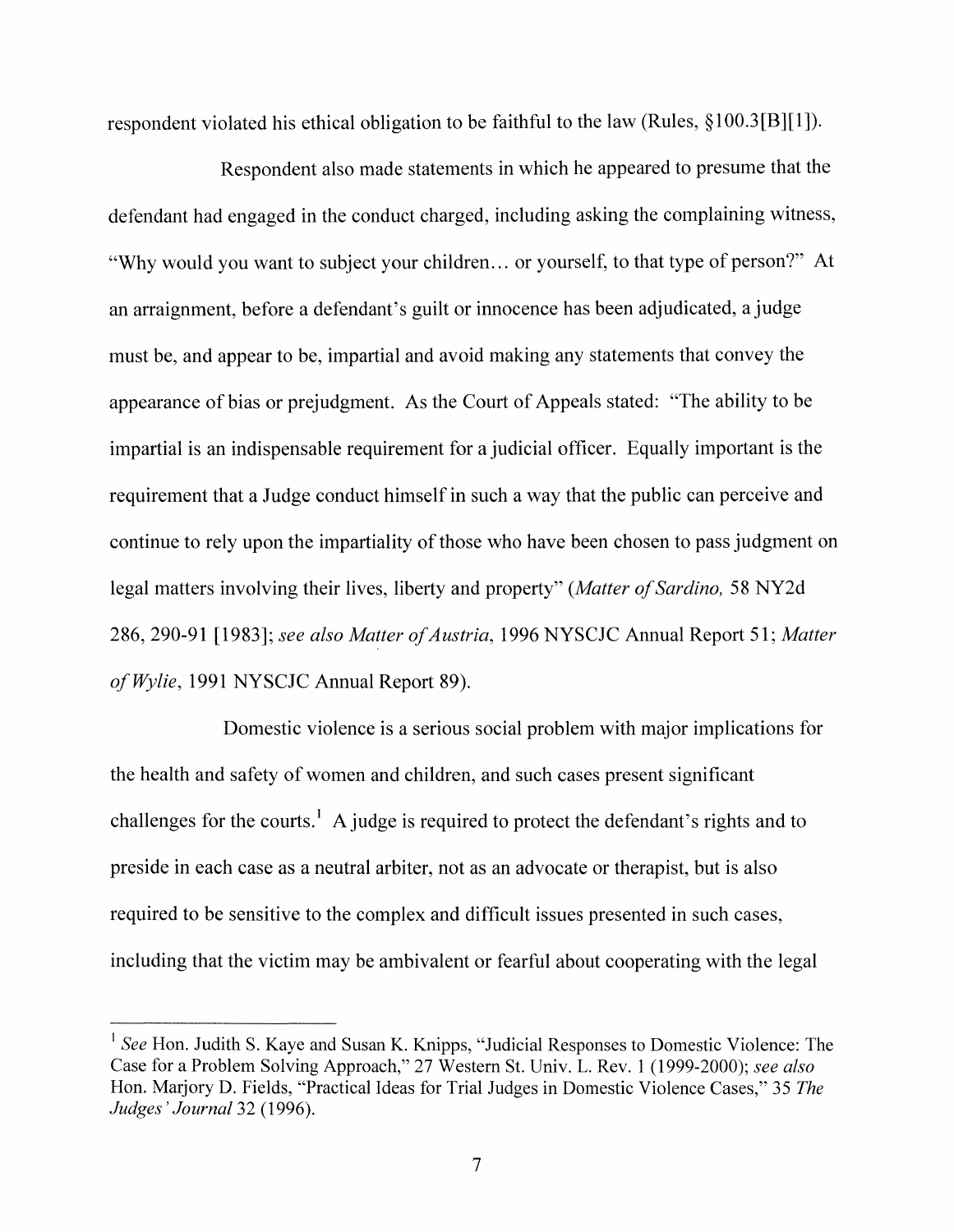respondent violated his ethical obligation to be faithful to the law (Rules, §100.3[B][1]).

Respondent also made statements in which he appeared to presume that the defendant had engaged in the conduct charged, including asking the complaining witness, "Why would you want to subject your children… or yourself, to that type of person?" At an arraignment, before a defendant's guilt or innocence has been adjudicated, a judge must be, and appear to be, impartial and avoid making any statements that convey the appearance of bias or prejudgment. As the Court of Appeals stated: "The ability to be impartial is an indispensable requirement for a judicial officer. Equally important is the requirement that a Judge conduct himself in such a way that the public can perceive and continue to rely upon the impartiality of those who have been chosen to pass judgment on legal matters involving their lives, liberty and property" (*Matter of Sardino,* 58 NY2d 286, 290-91 [1983]; *see also Matter of Austria*, 1996 NYSCJC Annual Report 51; *Matter of Wylie*, 1991 NYSCJC Annual Report 89).

Domestic violence is a serious social problem with major implications for the health and safety of women and children, and such cases present significant challenges for the courts.[1] A judge is required to protect the defendant's rights and to preside in each case as a neutral arbiter, not as an advocate or therapist, but is also required to be sensitive to the complex and difficult issues presented in such cases, including that the victim may be ambivalent or fearful about cooperating with the legal

[1] *See* Hon. Judith S. Kaye and Susan K. Knipps, "Judicial Responses to Domestic Violence: The Case for a Problem Solving Approach," 27 Western St. Univ. L. Rev. 1 (1999-2000); *see also* Hon. Marjory D. Fields, "Practical Ideas for Trial Judges in Domestic Violence Cases," 35 *The Judges' Journal* 32 (1996).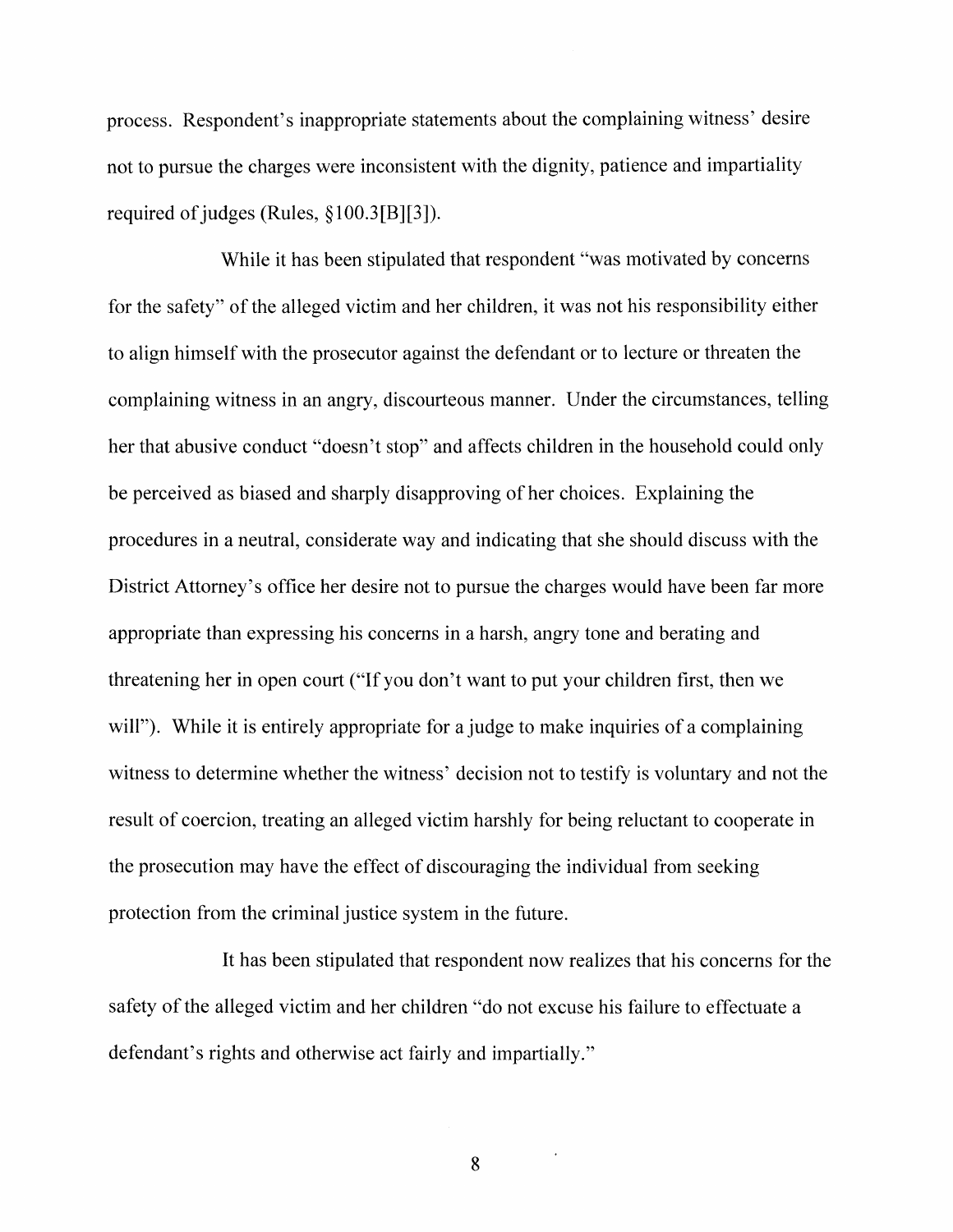process. Respondent's inappropriate statements about the complaining witness' desire not to pursue the charges were inconsistent with the dignity, patience and impartiality required of judges (Rules, §100.3[B][3]).

While it has been stipulated that respondent "was motivated by concerns for the safety" of the alleged victim and her children, it was not his responsibility either to align himself with the prosecutor against the defendant or to lecture or threaten the complaining witness in an angry, discourteous manner. Under the circumstances, telling her that abusive conduct "doesn't stop" and affects children in the household could only be perceived as biased and sharply disapproving of her choices. Explaining the procedures in a neutral, considerate way and indicating that she should discuss with the District Attorney's office her desire not to pursue the charges would have been far more appropriate than expressing his concerns in a harsh, angry tone and berating and threatening her in open court ("If you don't want to put your children first, then we will"). While it is entirely appropriate for a judge to make inquiries of a complaining witness to determine whether the witness' decision not to testify is voluntary and not the result of coercion, treating an alleged victim harshly for being reluctant to cooperate in the prosecution may have the effect of discouraging the individual from seeking protection from the criminal justice system in the future.

It has been stipulated that respondent now realizes that his concerns for the safety of the alleged victim and her children "do not excuse his failure to effectuate a defendant's rights and otherwise act fairly and impartially."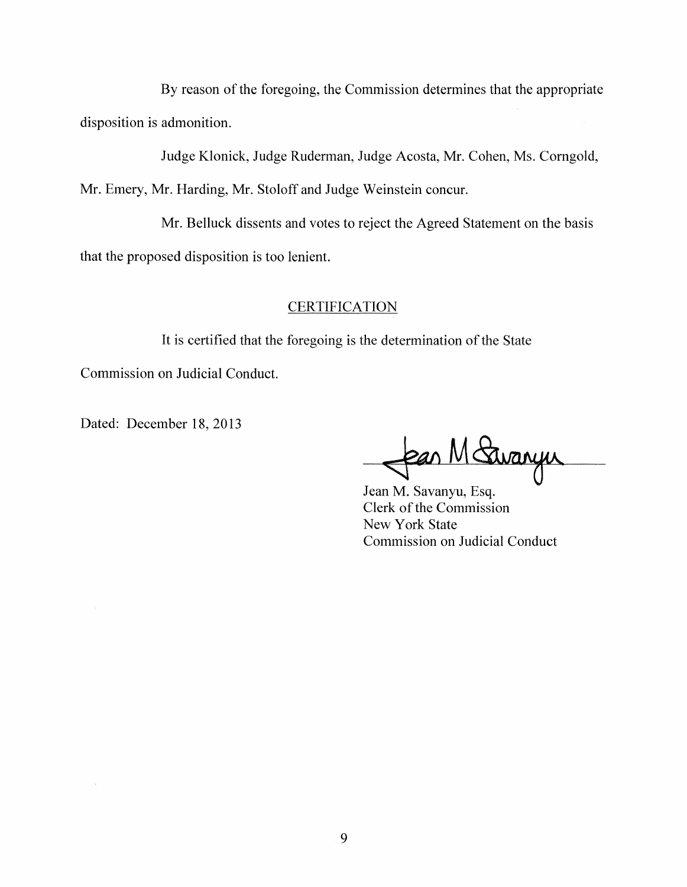By reason of the foregoing, the Commission determines that the appropriate disposition is admonition.

Judge Klonick, Judge Ruderman, Judge Acosta, Mr. Cohen, Ms. Corngold, Mr. Emery, Mr. Harding, Mr. Stoloff and Judge Weinstein concur.

Mr. Belluck dissents and votes to reject the Agreed Statement on the basis that the proposed disposition is too lenient.

## CERTIFICATION

It is certified that the foregoing is the determination of the State Commission on Judicial Conduct.

Dated: December 18, 2013

Jean M. Savanyu, Esq.
Clerk of the Commission
New York State
Commission on Judicial Conduct